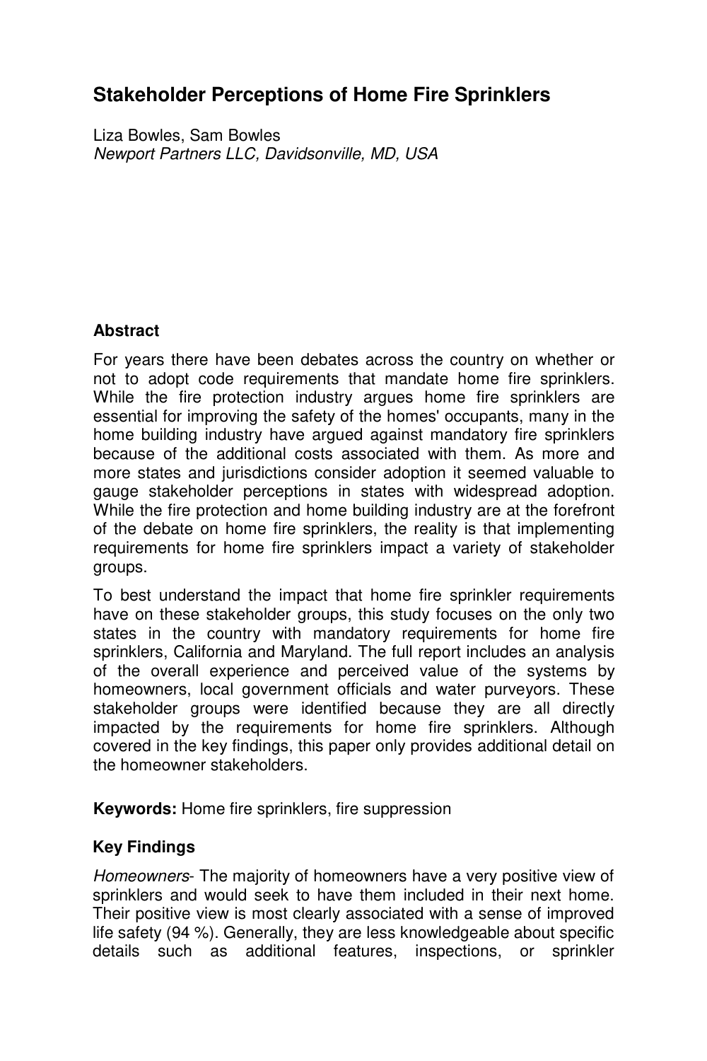# Stakeholder Perceptions of Home Fire Sprinklers

Liza Bowles, Sam Bowles

*Newport Partners LLC, Davidsonville, MD, USA*

## Abstract

For years there have been debates across the country on whether or not to adopt code requirements that mandate home fire sprinklers. While the fire protection industry argues home fire sprinklers are essential for improving the safety of the homes' occupants, many in the home building industry have argued against mandatory fire sprinklers because of the additional costs associated with them. As more and more states and jurisdictions consider adoption it seemed valuable to gauge stakeholder perceptions in states with widespread adoption. While the fire protection and home building industry are at the forefront of the debate on home fire sprinklers, the reality is that implementing requirements for home fire sprinklers impact a variety of stakeholder groups.

To best understand the impact that home fire sprinkler requirements have on these stakeholder groups, this study focuses on the only two states in the country with mandatory requirements for home fire sprinklers, California and Maryland. The full report includes an analysis of the overall experience and perceived value of the systems by homeowners, local government officials and water purveyors. These stakeholder groups were identified because they are all directly impacted by the requirements for home fire sprinklers. Although covered in the key findings, this paper only provides additional detail on the homeowner stakeholders.

**Keywords:** Home fire sprinklers, fire suppression

## Key Findings

*Homeowners*- The majority of homeowners have a very positive view of sprinklers and would seek to have them included in their next home. Their positive view is most clearly associated with a sense of improved life safety (94 %). Generally, they are less knowledgeable about specific details such as additional features, inspections, or sprinkler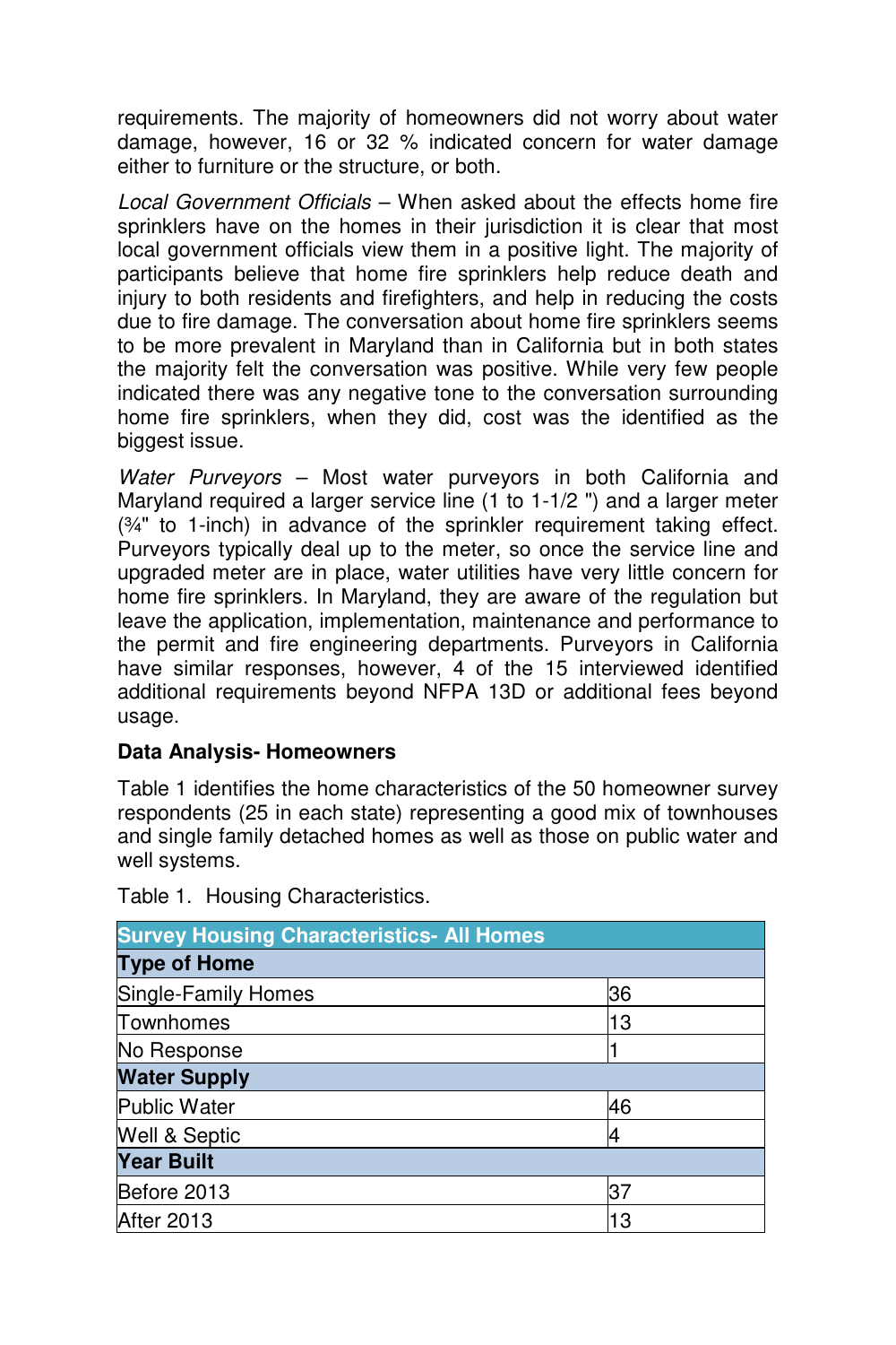requirements. The majority of homeowners did not worry about water damage, however, 16 or 32 % indicated concern for water damage either to furniture or the structure, or both.

*Local Government Officials* – When asked about the effects home fire sprinklers have on the homes in their jurisdiction it is clear that most local government officials view them in a positive light. The majority of participants believe that home fire sprinklers help reduce death and injury to both residents and firefighters, and help in reducing the costs due to fire damage. The conversation about home fire sprinklers seems to be more prevalent in Maryland than in California but in both states the majority felt the conversation was positive. While very few people indicated there was any negative tone to the conversation surrounding home fire sprinklers, when they did, cost was the identified as the biggest issue.

*Water Purveyors* – Most water purveyors in both California and Maryland required a larger service line (1 to 1-1/2 ") and a larger meter (¾" to 1-inch) in advance of the sprinkler requirement taking effect. Purveyors typically deal up to the meter, so once the service line and upgraded meter are in place, water utilities have very little concern for home fire sprinklers. In Maryland, they are aware of the regulation but leave the application, implementation, maintenance and performance to the permit and fire engineering departments. Purveyors in California have similar responses, however, 4 of the 15 interviewed identified additional requirements beyond NFPA 13D or additional fees beyond usage.

**Data Analysis- Homeowners**

Table 1 identifies the home characteristics of the 50 homeowner survey respondents (25 in each state) representing a good mix of townhouses and single family detached homes as well as those on public water and well systems.

Table 1. Housing Characteristics.

| Survey Housing Characteristics- All Homes | |
|---|---|
| **Type of Home** | |
| Single-Family Homes | 36 |
| Townhomes | 13 |
| No Response | 1 |
| **Water Supply** | |
| Public Water | 46 |
| Well & Septic | 4 |
| **Year Built** | |
| Before 2013 | 37 |
| After 2013 | 13 |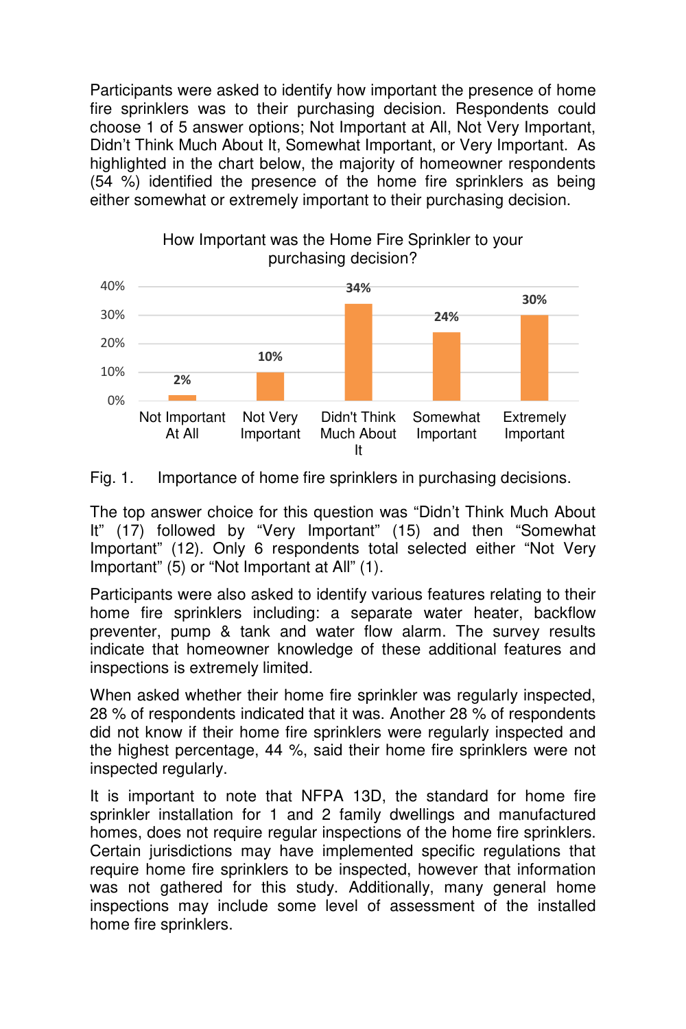Participants were asked to identify how important the presence of home fire sprinklers was to their purchasing decision. Respondents could choose 1 of 5 answer options; Not Important at All, Not Very Important, Didn't Think Much About It, Somewhat Important, or Very Important. As highlighted in the chart below, the majority of homeowner respondents (54 %) identified the presence of the home fire sprinklers as being either somewhat or extremely important to their purchasing decision.

How Important was the Home Fire Sprinkler to your purchasing decision?

| Not Important At All | Not Very Important | Didn't Think Much About It | Somewhat Important | Extremely Important |
|---|---|---|---|---|
| 2% | 10% | 34% | 24% | 30% |

Fig. 1. Importance of home fire sprinklers in purchasing decisions.

The top answer choice for this question was "Didn't Think Much About It" (17) followed by "Very Important" (15) and then "Somewhat Important" (12). Only 6 respondents total selected either "Not Very Important" (5) or "Not Important at All" (1).

Participants were also asked to identify various features relating to their home fire sprinklers including: a separate water heater, backflow preventer, pump & tank and water flow alarm. The survey results indicate that homeowner knowledge of these additional features and inspections is extremely limited.

When asked whether their home fire sprinkler was regularly inspected, 28 % of respondents indicated that it was. Another 28 % of respondents did not know if their home fire sprinklers were regularly inspected and the highest percentage, 44 %, said their home fire sprinklers were not inspected regularly.

It is important to note that NFPA 13D, the standard for home fire sprinkler installation for 1 and 2 family dwellings and manufactured homes, does not require regular inspections of the home fire sprinklers. Certain jurisdictions may have implemented specific regulations that require home fire sprinklers to be inspected, however that information was not gathered for this study. Additionally, many general home inspections may include some level of assessment of the installed home fire sprinklers.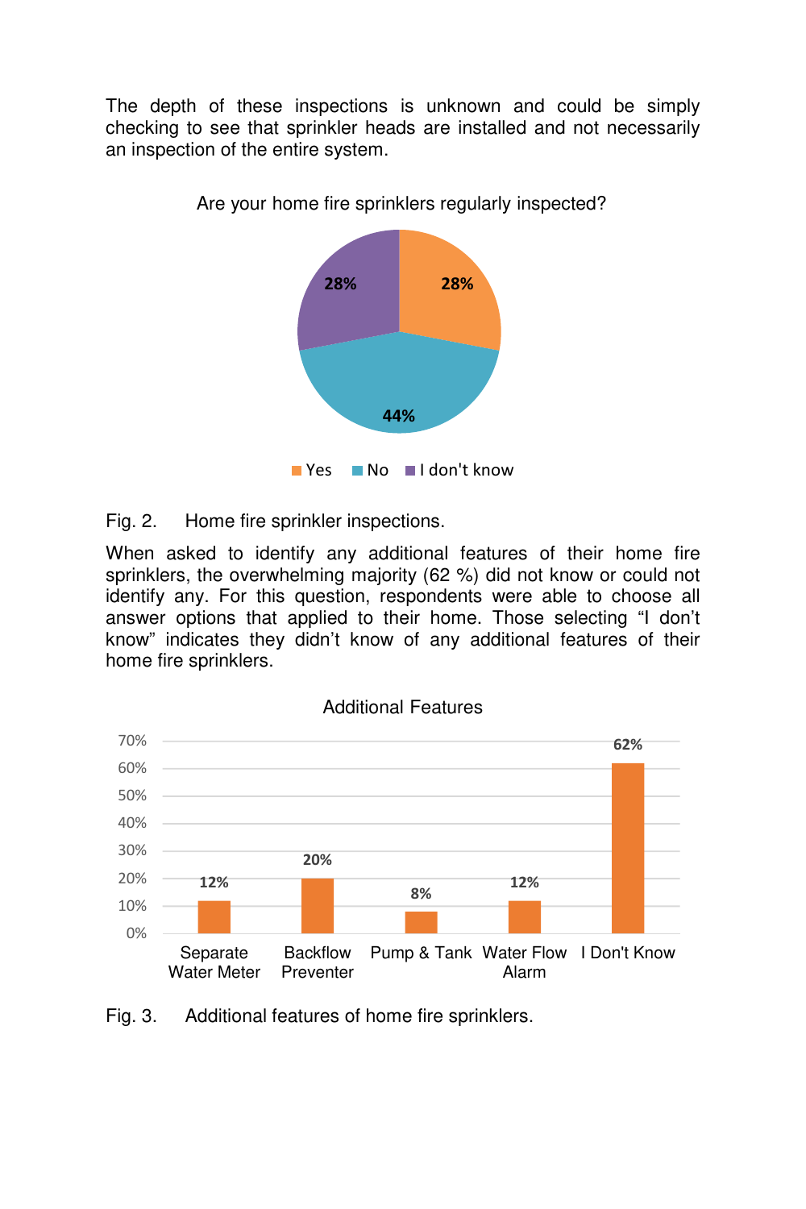The depth of these inspections is unknown and could be simply checking to see that sprinkler heads are installed and not necessarily an inspection of the entire system.

Are your home fire sprinklers regularly inspected?

| Response | Percentage |
| --- | --- |
| Yes | 28% |
| No | 44% |
| I don't know | 28% |

Fig. 2. Home fire sprinkler inspections.

When asked to identify any additional features of their home fire sprinklers, the overwhelming majority (62 %) did not know or could not identify any. For this question, respondents were able to choose all answer options that applied to their home. Those selecting "I don't know" indicates they didn't know of any additional features of their home fire sprinklers.

Additional Features

| Feature | Percentage |
| --- | --- |
| Separate Water Meter | 12% |
| Backflow Preventer | 20% |
| Pump & Tank | 8% |
| Water Flow Alarm | 12% |
| I Don't Know | 62% |

Fig. 3. Additional features of home fire sprinklers.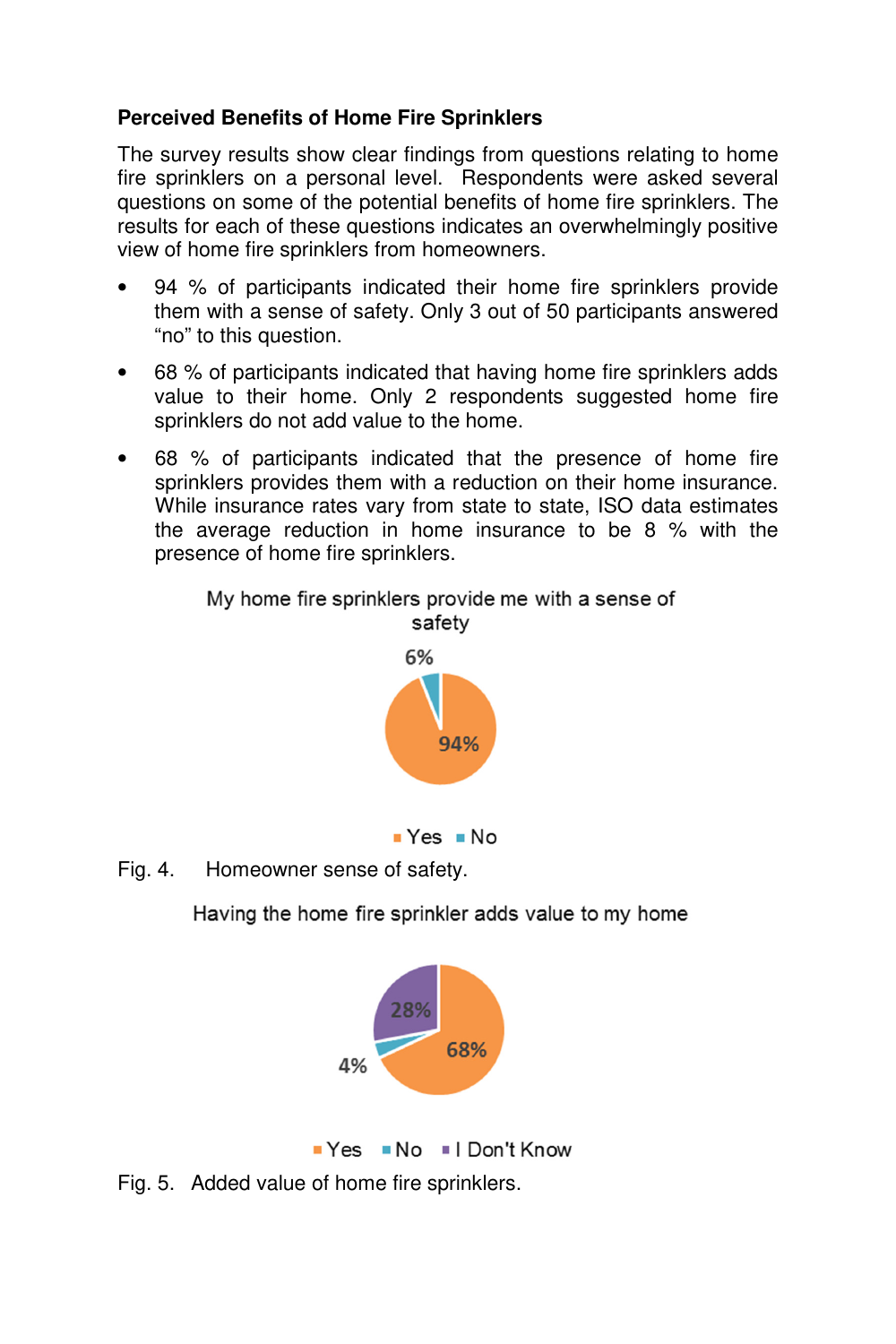### Perceived Benefits of Home Fire Sprinklers

The survey results show clear findings from questions relating to home fire sprinklers on a personal level. Respondents were asked several questions on some of the potential benefits of home fire sprinklers. The results for each of these questions indicates an overwhelmingly positive view of home fire sprinklers from homeowners.

- 94 % of participants indicated their home fire sprinklers provide them with a sense of safety. Only 3 out of 50 participants answered "no" to this question.
- 68 % of participants indicated that having home fire sprinklers adds value to their home. Only 2 respondents suggested home fire sprinklers do not add value to the home.
- 68 % of participants indicated that the presence of home fire sprinklers provides them with a reduction on their home insurance. While insurance rates vary from state to state, ISO data estimates the average reduction in home insurance to be 8 % with the presence of home fire sprinklers.

My home fire sprinklers provide me with a sense of safety

| Response | Percentage |
|---|---|
| Yes | 94% |
| No | 6% |

Fig. 4. Homeowner sense of safety.

Having the home fire sprinkler adds value to my home

| Response | Percentage |
|---|---|
| Yes | 68% |
| No | 4% |
| I Don't Know | 28% |

Fig. 5. Added value of home fire sprinklers.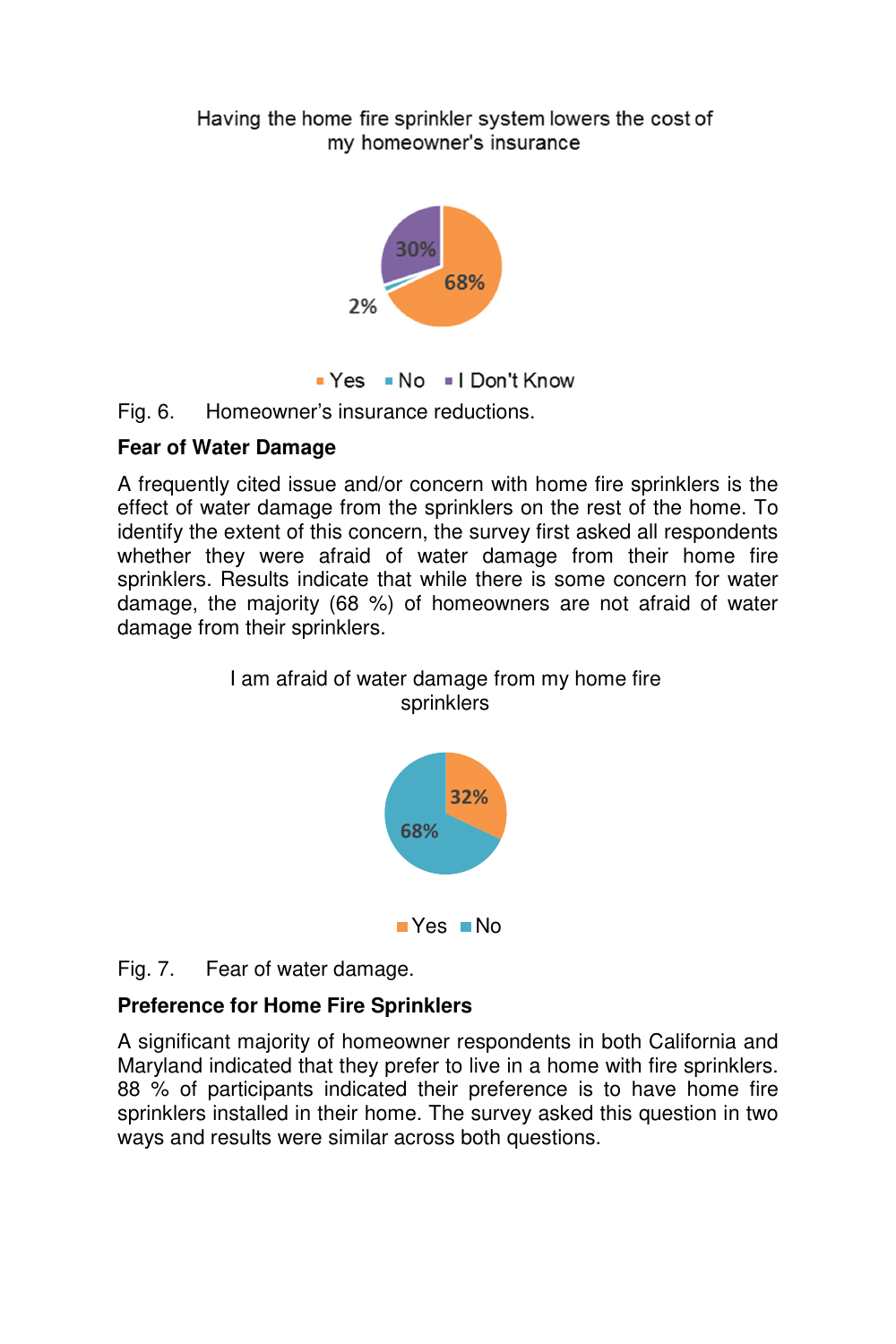Having the home fire sprinkler system lowers the cost of my homeowner's insurance

Yes 68%, No 2%, I Don't Know 30%

Fig. 6. Homeowner’s insurance reductions.

**Fear of Water Damage**

A frequently cited issue and/or concern with home fire sprinklers is the effect of water damage from the sprinklers on the rest of the home. To identify the extent of this concern, the survey first asked all respondents whether they were afraid of water damage from their home fire sprinklers. Results indicate that while there is some concern for water damage, the majority (68 %) of homeowners are not afraid of water damage from their sprinklers.

I am afraid of water damage from my home fire sprinklers

Yes 32%, No 68%

Fig. 7. Fear of water damage.

**Preference for Home Fire Sprinklers**

A significant majority of homeowner respondents in both California and Maryland indicated that they prefer to live in a home with fire sprinklers. 88 % of participants indicated their preference is to have home fire sprinklers installed in their home. The survey asked this question in two ways and results were similar across both questions.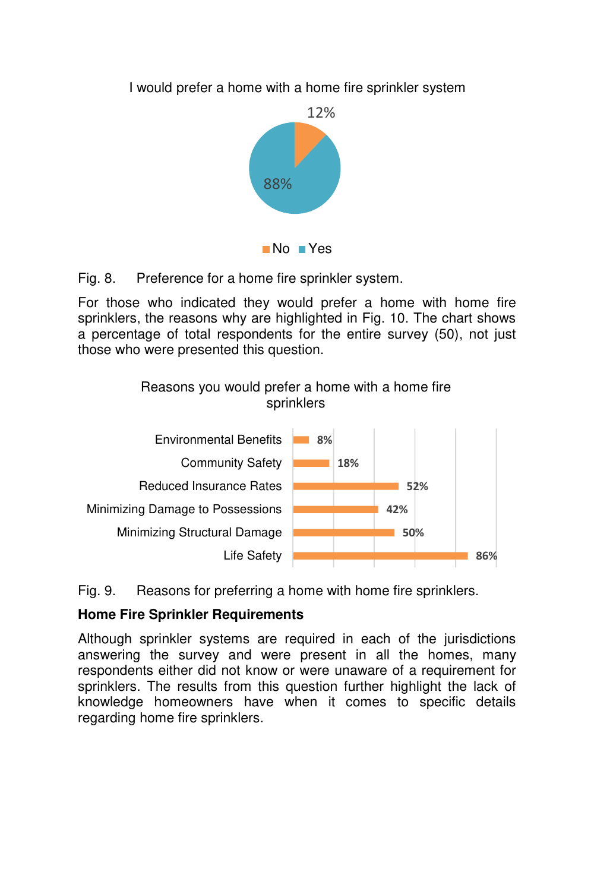I would prefer a home with a home fire sprinkler system

| Response | Percentage |
|---|---|
| No | 12% |
| Yes | 88% |

Fig. 8. Preference for a home fire sprinkler system.

For those who indicated they would prefer a home with home fire sprinklers, the reasons why are highlighted in Fig. 10. The chart shows a percentage of total respondents for the entire survey (50), not just those who were presented this question.

Reasons you would prefer a home with a home fire sprinklers

| Reason | Percentage |
|---|---|
| Environmental Benefits | 8% |
| Community Safety | 18% |
| Reduced Insurance Rates | 52% |
| Minimizing Damage to Possessions | 42% |
| Minimizing Structural Damage | 50% |
| Life Safety | 86% |

Fig. 9. Reasons for preferring a home with home fire sprinklers.

**Home Fire Sprinkler Requirements**

Although sprinkler systems are required in each of the jurisdictions answering the survey and were present in all the homes, many respondents either did not know or were unaware of a requirement for sprinklers. The results from this question further highlight the lack of knowledge homeowners have when it comes to specific details regarding home fire sprinklers.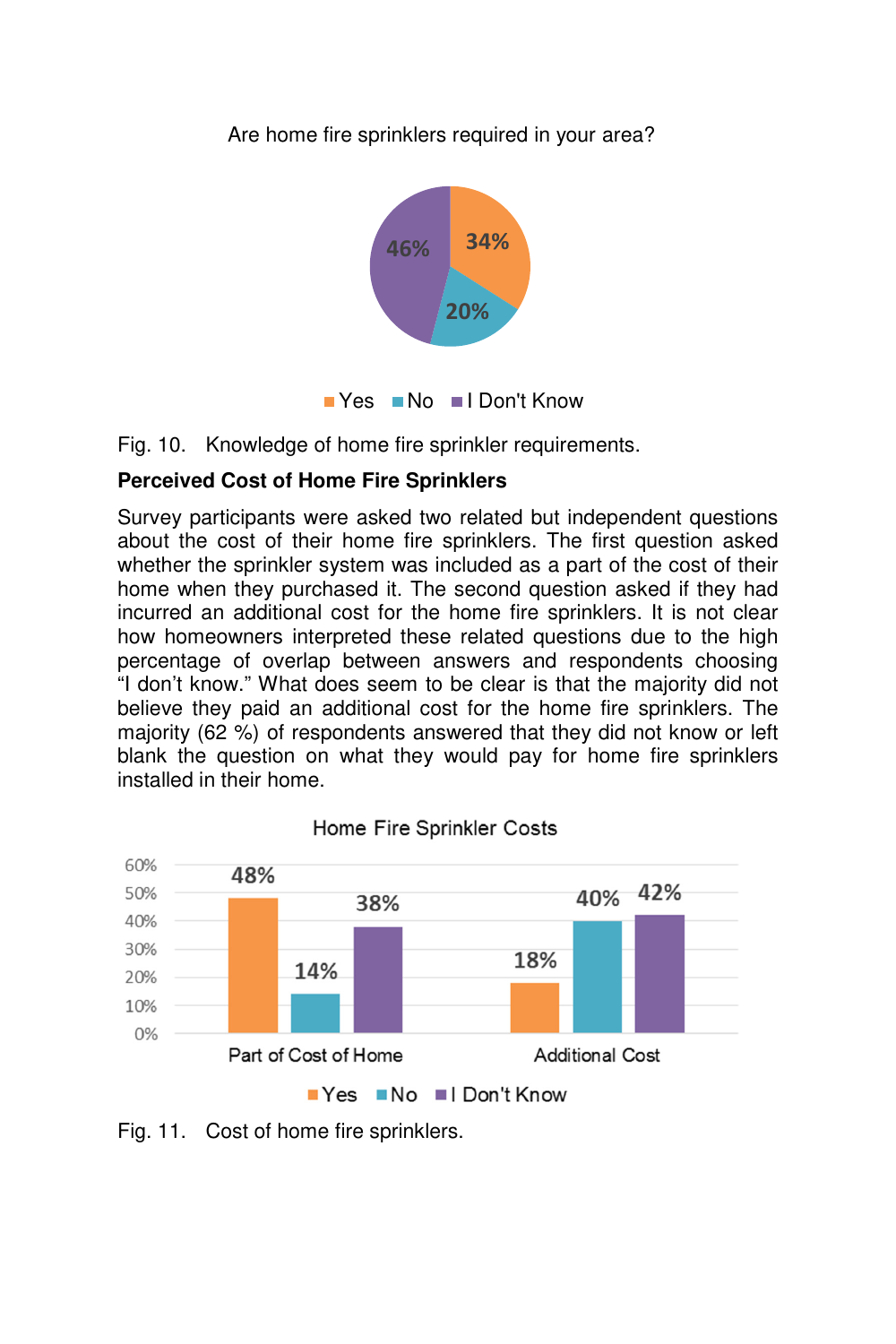Are home fire sprinklers required in your area?

46%
34%
20%

Yes No I Don't Know

Fig. 10. Knowledge of home fire sprinkler requirements.

**Perceived Cost of Home Fire Sprinklers**

Survey participants were asked two related but independent questions about the cost of their home fire sprinklers. The first question asked whether the sprinkler system was included as a part of the cost of their home when they purchased it. The second question asked if they had incurred an additional cost for the home fire sprinklers. It is not clear how homeowners interpreted these related questions due to the high percentage of overlap between answers and respondents choosing "I don't know." What does seem to be clear is that the majority did not believe they paid an additional cost for the home fire sprinklers. The majority (62 %) of respondents answered that they did not know or left blank the question on what they would pay for home fire sprinklers installed in their home.

Home Fire Sprinkler Costs

60%
50%
40%
30%
20%
10%
0%

48%
14%
38%
18%
40%
42%

Part of Cost of Home
Additional Cost

Yes No I Don't Know

Fig. 11. Cost of home fire sprinklers.